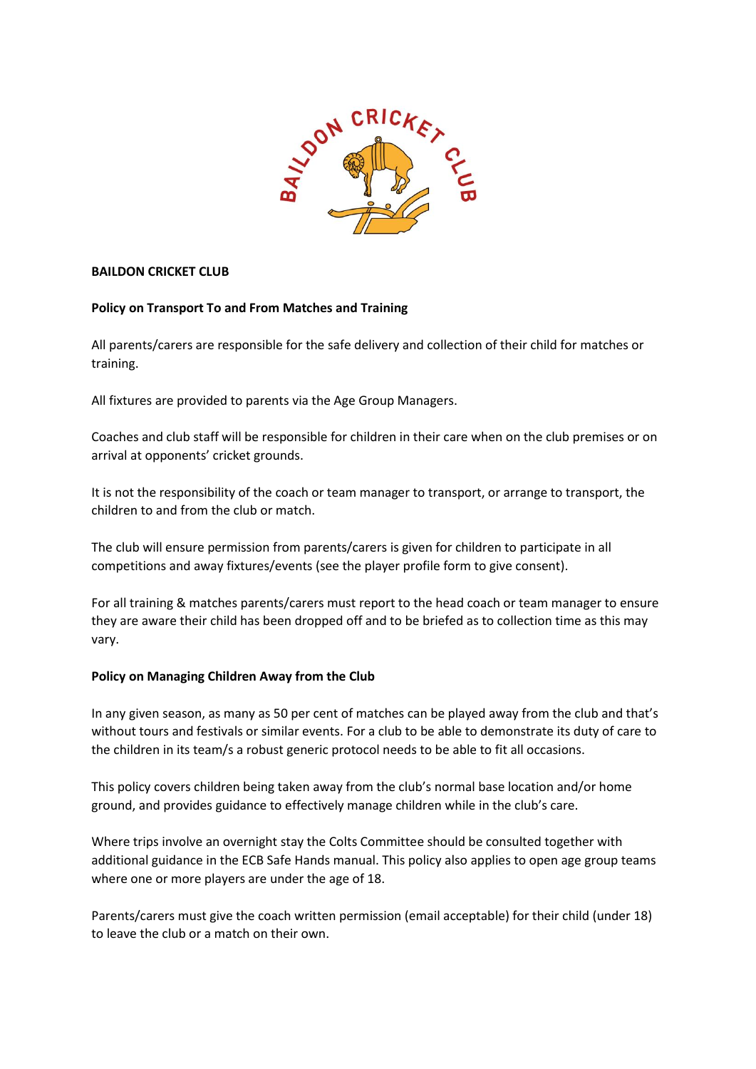**BAILDON CRICKET CLUB**

**Policy on Transport To and From Matches and Training**

All parents/carers are responsible for the safe delivery and collection of their child for matches or training.

All fixtures are provided to parents via the Age Group Managers.

Coaches and club staff will be responsible for children in their care when on the club premises or on arrival at opponents' cricket grounds.

It is not the responsibility of the coach or team manager to transport, or arrange to transport, the children to and from the club or match.

The club will ensure permission from parents/carers is given for children to participate in all competitions and away fixtures/events (see the player profile form to give consent).

For all training & matches parents/carers must report to the head coach or team manager to ensure they are aware their child has been dropped off and to be briefed as to collection time as this may vary.

**Policy on Managing Children Away from the Club**

In any given season, as many as 50 per cent of matches can be played away from the club and that's without tours and festivals or similar events. For a club to be able to demonstrate its duty of care to the children in its team/s a robust generic protocol needs to be able to fit all occasions.

This policy covers children being taken away from the club's normal base location and/or home ground, and provides guidance to effectively manage children while in the club's care.

Where trips involve an overnight stay the Colts Committee should be consulted together with additional guidance in the ECB Safe Hands manual. This policy also applies to open age group teams where one or more players are under the age of 18.

Parents/carers must give the coach written permission (email acceptable) for their child (under 18) to leave the club or a match on their own.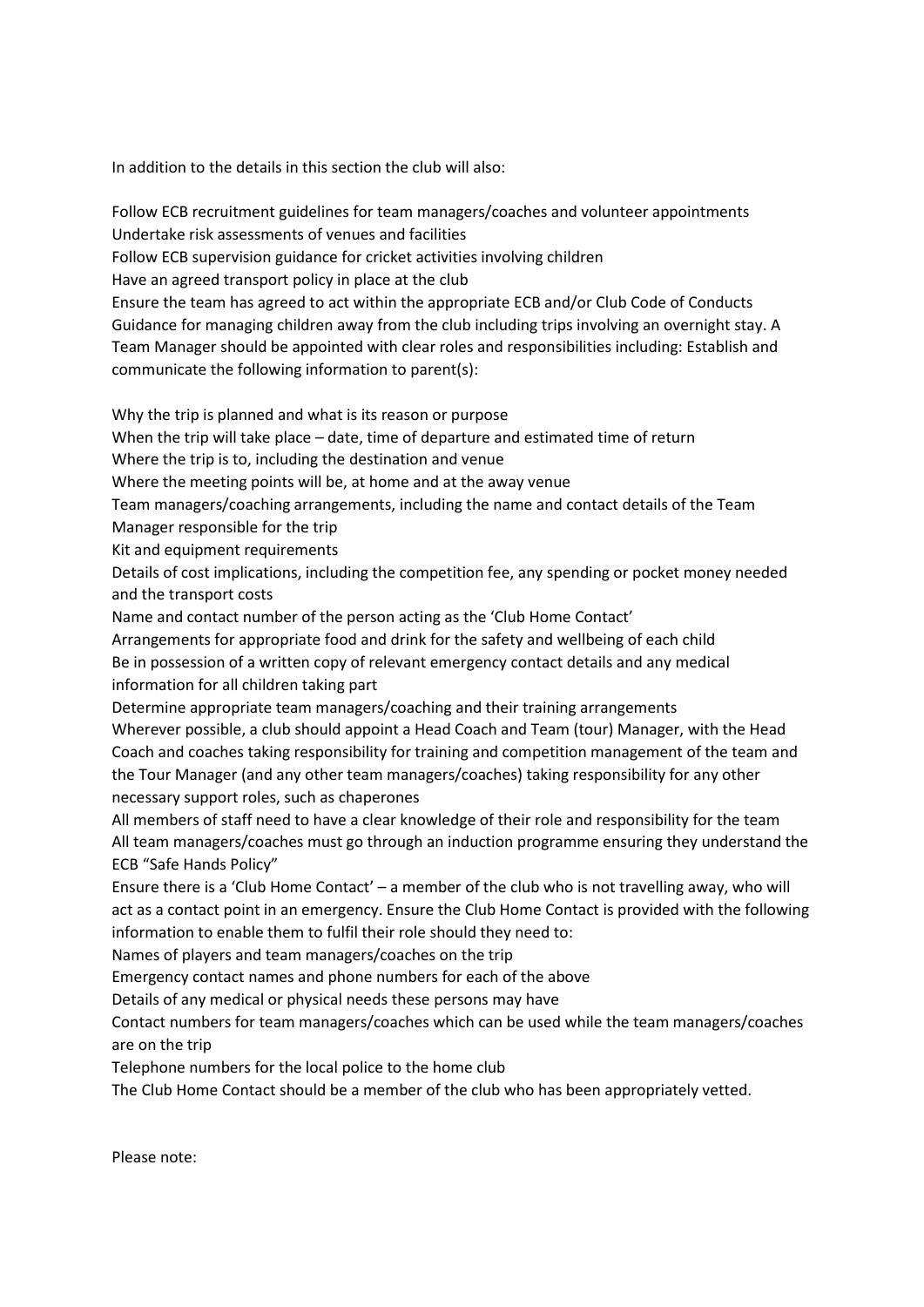In addition to the details in this section the club will also:

Follow ECB recruitment guidelines for team managers/coaches and volunteer appointments
Undertake risk assessments of venues and facilities
Follow ECB supervision guidance for cricket activities involving children
Have an agreed transport policy in place at the club
Ensure the team has agreed to act within the appropriate ECB and/or Club Code of Conducts
Guidance for managing children away from the club including trips involving an overnight stay. A Team Manager should be appointed with clear roles and responsibilities including: Establish and communicate the following information to parent(s):

Why the trip is planned and what is its reason or purpose
When the trip will take place – date, time of departure and estimated time of return
Where the trip is to, including the destination and venue
Where the meeting points will be, at home and at the away venue
Team managers/coaching arrangements, including the name and contact details of the Team Manager responsible for the trip
Kit and equipment requirements
Details of cost implications, including the competition fee, any spending or pocket money needed and the transport costs
Name and contact number of the person acting as the 'Club Home Contact'
Arrangements for appropriate food and drink for the safety and wellbeing of each child
Be in possession of a written copy of relevant emergency contact details and any medical information for all children taking part
Determine appropriate team managers/coaching and their training arrangements
Wherever possible, a club should appoint a Head Coach and Team (tour) Manager, with the Head Coach and coaches taking responsibility for training and competition management of the team and the Tour Manager (and any other team managers/coaches) taking responsibility for any other necessary support roles, such as chaperones
All members of staff need to have a clear knowledge of their role and responsibility for the team
All team managers/coaches must go through an induction programme ensuring they understand the ECB "Safe Hands Policy"
Ensure there is a 'Club Home Contact' – a member of the club who is not travelling away, who will act as a contact point in an emergency. Ensure the Club Home Contact is provided with the following information to enable them to fulfil their role should they need to:
Names of players and team managers/coaches on the trip
Emergency contact names and phone numbers for each of the above
Details of any medical or physical needs these persons may have
Contact numbers for team managers/coaches which can be used while the team managers/coaches are on the trip
Telephone numbers for the local police to the home club
The Club Home Contact should be a member of the club who has been appropriately vetted.

Please note: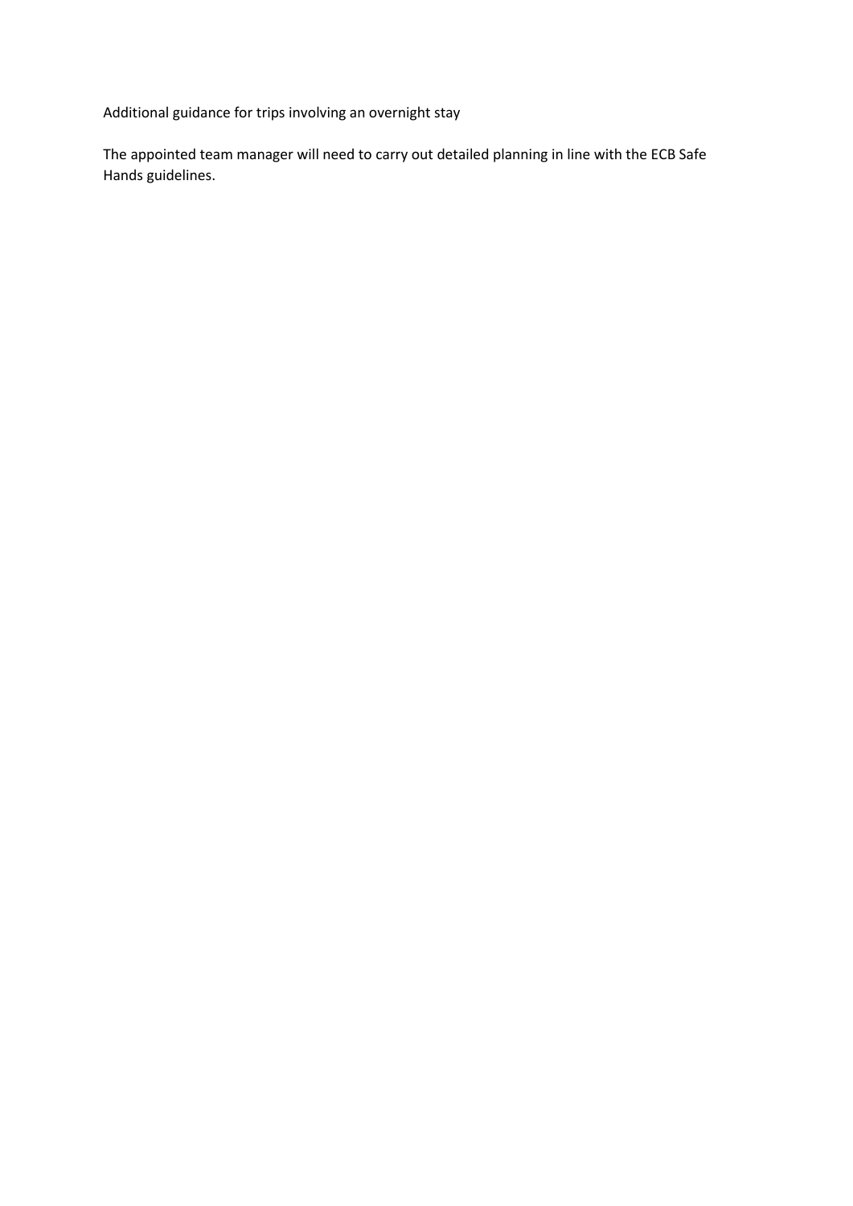Additional guidance for trips involving an overnight stay

The appointed team manager will need to carry out detailed planning in line with the ECB Safe Hands guidelines.